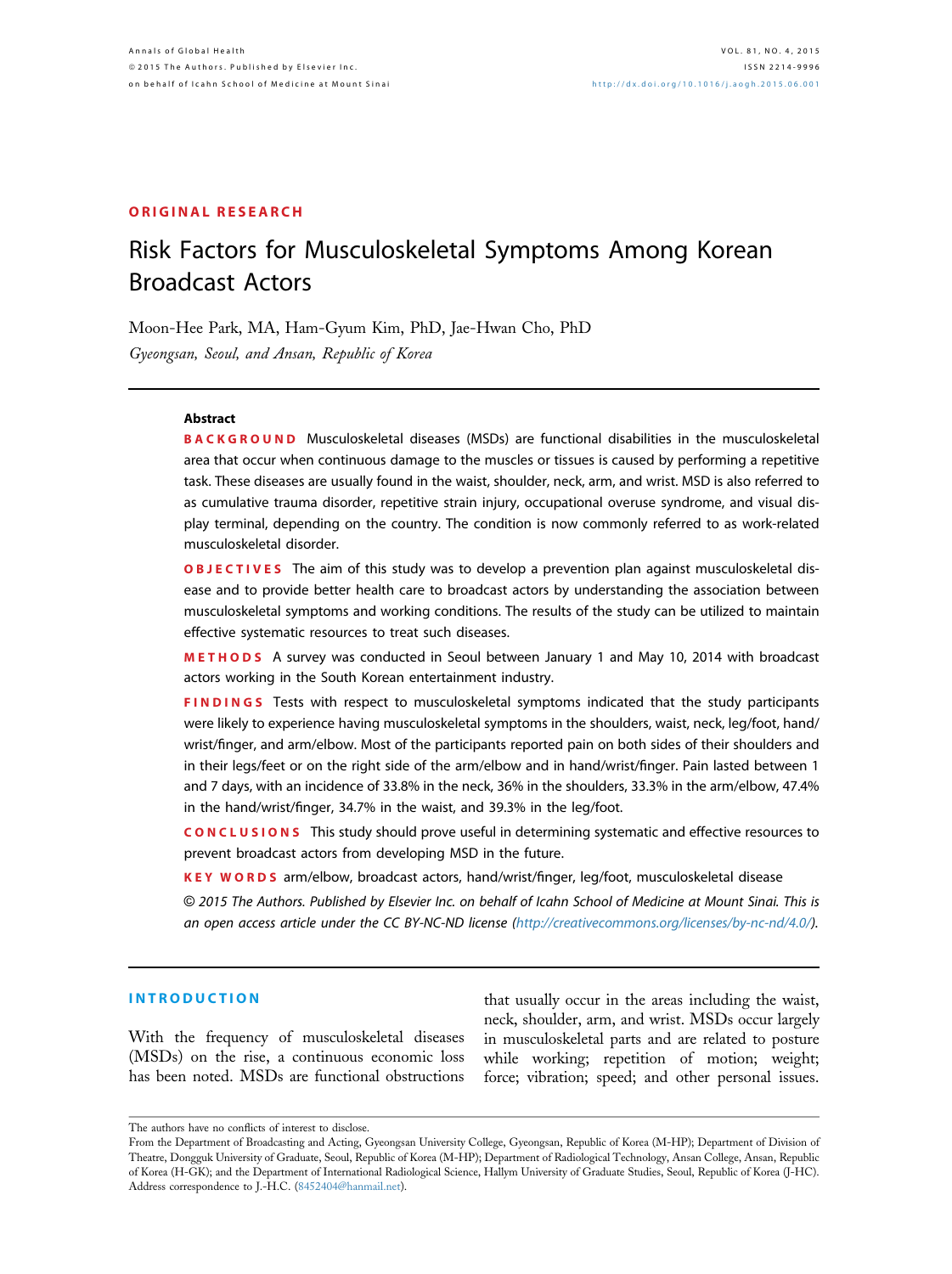ORIGINAL RESEARCH

# Risk Factors for Musculoskeletal Symptoms Among Korean Broadcast Actors

Moon-Hee Park, MA, Ham-Gyum Kim, PhD, Jae-Hwan Cho, PhD

*Gyeongsan, Seoul, and Ansan, Republic of Korea*

---

**Abstract**

**BACKGROUND** Musculoskeletal diseases (MSDs) are functional disabilities in the musculoskeletal area that occur when continuous damage to the muscles or tissues is caused by performing a repetitive task. These diseases are usually found in the waist, shoulder, neck, arm, and wrist. MSD is also referred to as cumulative trauma disorder, repetitive strain injury, occupational overuse syndrome, and visual display terminal, depending on the country. The condition is now commonly referred to as work-related musculoskeletal disorder.

**OBJECTIVES** The aim of this study was to develop a prevention plan against musculoskeletal disease and to provide better health care to broadcast actors by understanding the association between musculoskeletal symptoms and working conditions. The results of the study can be utilized to maintain effective systematic resources to treat such diseases.

**METHODS** A survey was conducted in Seoul between January 1 and May 10, 2014 with broadcast actors working in the South Korean entertainment industry.

**FINDINGS** Tests with respect to musculoskeletal symptoms indicated that the study participants were likely to experience having musculoskeletal symptoms in the shoulders, waist, neck, leg/foot, hand/wrist/finger, and arm/elbow. Most of the participants reported pain on both sides of their shoulders and in their legs/feet or on the right side of the arm/elbow and in hand/wrist/finger. Pain lasted between 1 and 7 days, with an incidence of 33.8% in the neck, 36% in the shoulders, 33.3% in the arm/elbow, 47.4% in the hand/wrist/finger, 34.7% in the waist, and 39.3% in the leg/foot.

**CONCLUSIONS** This study should prove useful in determining systematic and effective resources to prevent broadcast actors from developing MSD in the future.

**KEY WORDS** arm/elbow, broadcast actors, hand/wrist/finger, leg/foot, musculoskeletal disease

*© 2015 The Authors. Published by Elsevier Inc. on behalf of Icahn School of Medicine at Mount Sinai. This is an open access article under the CC BY-NC-ND license (http://creativecommons.org/licenses/by-nc-nd/4.0/).*

---

## INTRODUCTION

With the frequency of musculoskeletal diseases (MSDs) on the rise, a continuous economic loss has been noted. MSDs are functional obstructions that usually occur in the areas including the waist, neck, shoulder, arm, and wrist. MSDs occur largely in musculoskeletal parts and are related to posture while working; repetition of motion; weight; force; vibration; speed; and other personal issues.

---

The authors have no conflicts of interest to disclose.

From the Department of Broadcasting and Acting, Gyeongsan University College, Gyeongsan, Republic of Korea (M-HP); Department of Division of Theatre, Dongguk University of Graduate, Seoul, Republic of Korea (M-HP); Department of Radiological Technology, Ansan College, Ansan, Republic of Korea (H-GK); and the Department of International Radiological Science, Hallym University of Graduate Studies, Seoul, Republic of Korea (J-HC). Address correspondence to J.-H.C. (8452404@hanmail.net).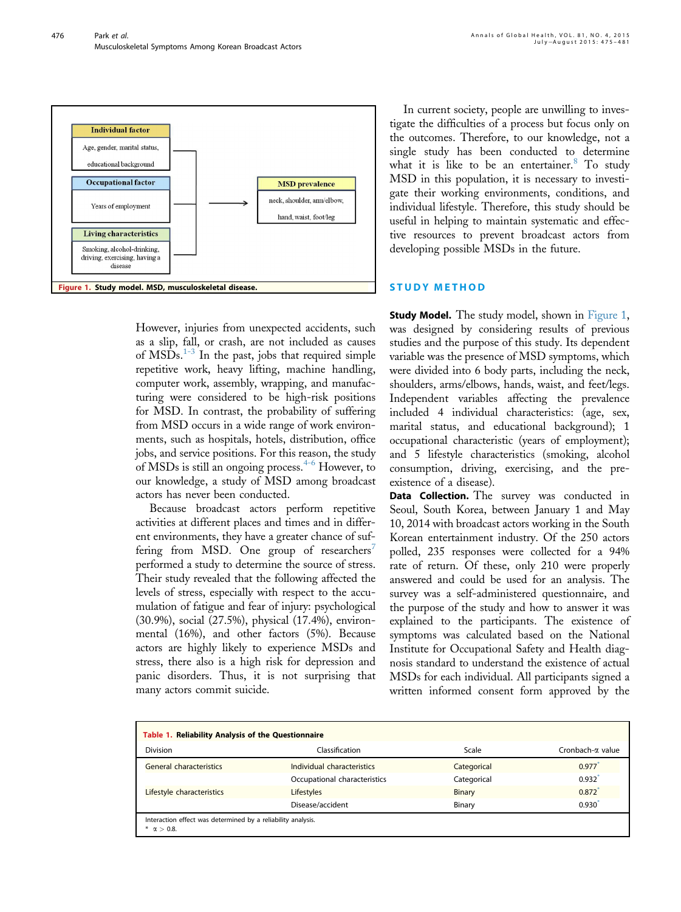Figure 1. Study model. MSD, musculoskeletal disease.

However, injuries from unexpected accidents, such as a slip, fall, or crash, are not included as causes of MSDs.[1-3] In the past, jobs that required simple repetitive work, heavy lifting, machine handling, computer work, assembly, wrapping, and manufacturing were considered to be high-risk positions for MSD. In contrast, the probability of suffering from MSD occurs in a wide range of work environments, such as hospitals, hotels, distribution, office jobs, and service positions. For this reason, the study of MSDs is still an ongoing process.[4-6] However, to our knowledge, a study of MSD among broadcast actors has never been conducted.

Because broadcast actors perform repetitive activities at different places and times and in different environments, they have a greater chance of suffering from MSD. One group of researchers[7] performed a study to determine the source of stress. Their study revealed that the following affected the levels of stress, especially with respect to the accumulation of fatigue and fear of injury: psychological (30.9%), social (27.5%), physical (17.4%), environmental (16%), and other factors (5%). Because actors are highly likely to experience MSDs and stress, there also is a high risk for depression and panic disorders. Thus, it is not surprising that many actors commit suicide.

In current society, people are unwilling to investigate the difficulties of a process but focus only on the outcomes. Therefore, to our knowledge, not a single study has been conducted to determine what it is like to be an entertainer.[8] To study MSD in this population, it is necessary to investigate their working environments, conditions, and individual lifestyle. Therefore, this study should be useful in helping to maintain systematic and effective resources to prevent broadcast actors from developing possible MSDs in the future.

## STUDY METHOD

**Study Model.** The study model, shown in Figure 1, was designed by considering results of previous studies and the purpose of this study. Its dependent variable was the presence of MSD symptoms, which were divided into 6 body parts, including the neck, shoulders, arms/elbows, hands, waist, and feet/legs. Independent variables affecting the prevalence included 4 individual characteristics: (age, sex, marital status, and educational background); 1 occupational characteristic (years of employment); and 5 lifestyle characteristics (smoking, alcohol consumption, driving, exercising, and the pre-existence of a disease).

**Data Collection.** The survey was conducted in Seoul, South Korea, between January 1 and May 10, 2014 with broadcast actors working in the South Korean entertainment industry. Of the 250 actors polled, 235 responses were collected for a 94% rate of return. Of these, only 210 were properly answered and could be used for an analysis. The survey was a self-administered questionnaire, and the purpose of the study and how to answer it was explained to the participants. The existence of symptoms was calculated based on the National Institute for Occupational Safety and Health diagnosis standard to understand the existence of actual MSDs for each individual. All participants signed a written informed consent form approved by the

**Table 1. Reliability Analysis of the Questionnaire**

| Division | Classification | Scale | Cronbach-α value |
|---|---|---|---|
| General characteristics | Individual characteristics | Categorical | 0.977* |
| | Occupational characteristics | Categorical | 0.932* |
| Lifestyle characteristics | Lifestyles | Binary | 0.872* |
| | Disease/accident | Binary | 0.930* |

Interaction effect was determined by a reliability analysis.
* $\alpha > 0.8$.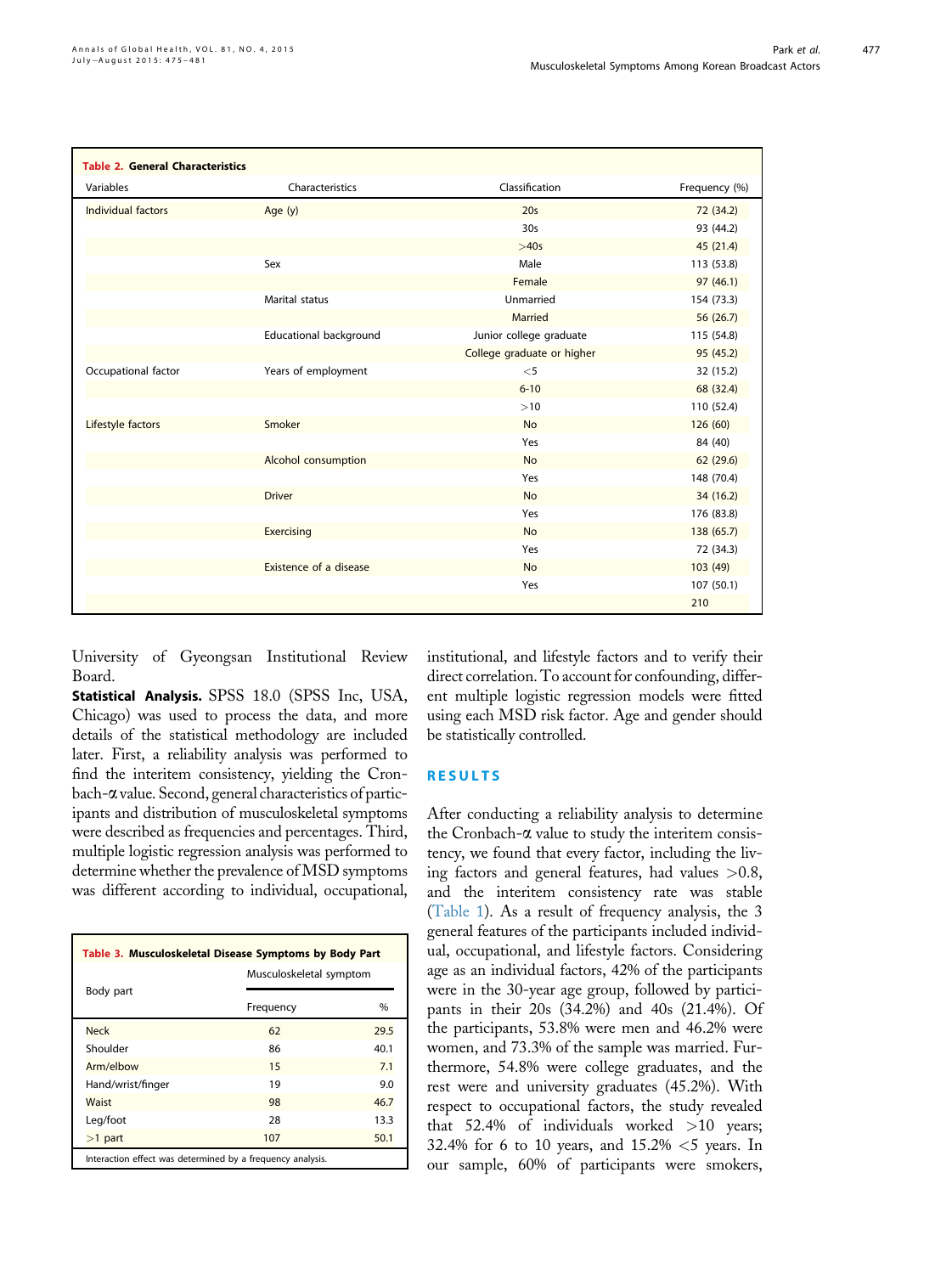**Table 2. General Characteristics**

| Variables | Characteristics | Classification | Frequency (%) |
|---|---|---|---|
| Individual factors | Age (y) | 20s | 72 (34.2) |
| | | 30s | 93 (44.2) |
| | | >40s | 45 (21.4) |
| | Sex | Male | 113 (53.8) |
| | | Female | 97 (46.1) |
| | Marital status | Unmarried | 154 (73.3) |
| | | Married | 56 (26.7) |
| | Educational background | Junior college graduate | 115 (54.8) |
| | | College graduate or higher | 95 (45.2) |
| Occupational factor | Years of employment | <5 | 32 (15.2) |
| | | 6-10 | 68 (32.4) |
| | | >10 | 110 (52.4) |
| Lifestyle factors | Smoker | No | 126 (60) |
| | | Yes | 84 (40) |
| | Alcohol consumption | No | 62 (29.6) |
| | | Yes | 148 (70.4) |
| | Driver | No | 34 (16.2) |
| | | Yes | 176 (83.8) |
| | Exercising | No | 138 (65.7) |
| | | Yes | 72 (34.3) |
| | Existence of a disease | No | 103 (49) |
| | | Yes | 107 (50.1) |
| | | | 210 |

University of Gyeongsan Institutional Review Board.

**Statistical Analysis.** SPSS 18.0 (SPSS Inc, USA, Chicago) was used to process the data, and more details of the statistical methodology are included later. First, a reliability analysis was performed to find the interitem consistency, yielding the Cronbach-α value. Second, general characteristics of participants and distribution of musculoskeletal symptoms were described as frequencies and percentages. Third, multiple logistic regression analysis was performed to determine whether the prevalence of MSD symptoms was different according to individual, occupational, institutional, and lifestyle factors and to verify their direct correlation. To account for confounding, different multiple logistic regression models were fitted using each MSD risk factor. Age and gender should be statistically controlled.

**Table 3. Musculoskeletal Disease Symptoms by Body Part**

| Body part | Musculoskeletal symptom | |
|---|---|---|
| | Frequency | % |
| Neck | 62 | 29.5 |
| Shoulder | 86 | 40.1 |
| Arm/elbow | 15 | 7.1 |
| Hand/wrist/finger | 19 | 9.0 |
| Waist | 98 | 46.7 |
| Leg/foot | 28 | 13.3 |
| >1 part | 107 | 50.1 |

Interaction effect was determined by a frequency analysis.

## RESULTS

After conducting a reliability analysis to determine the Cronbach-α value to study the interitem consistency, we found that every factor, including the living factors and general features, had values >0.8, and the interitem consistency rate was stable (Table 1). As a result of frequency analysis, the 3 general features of the participants included individual, occupational, and lifestyle factors. Considering age as an individual factors, 42% of the participants were in the 30-year age group, followed by participants in their 20s (34.2%) and 40s (21.4%). Of the participants, 53.8% were men and 46.2% were women, and 73.3% of the sample was married. Furthermore, 54.8% were college graduates, and the rest were and university graduates (45.2%). With respect to occupational factors, the study revealed that 52.4% of individuals worked >10 years; 32.4% for 6 to 10 years, and 15.2% <5 years. In our sample, 60% of participants were smokers,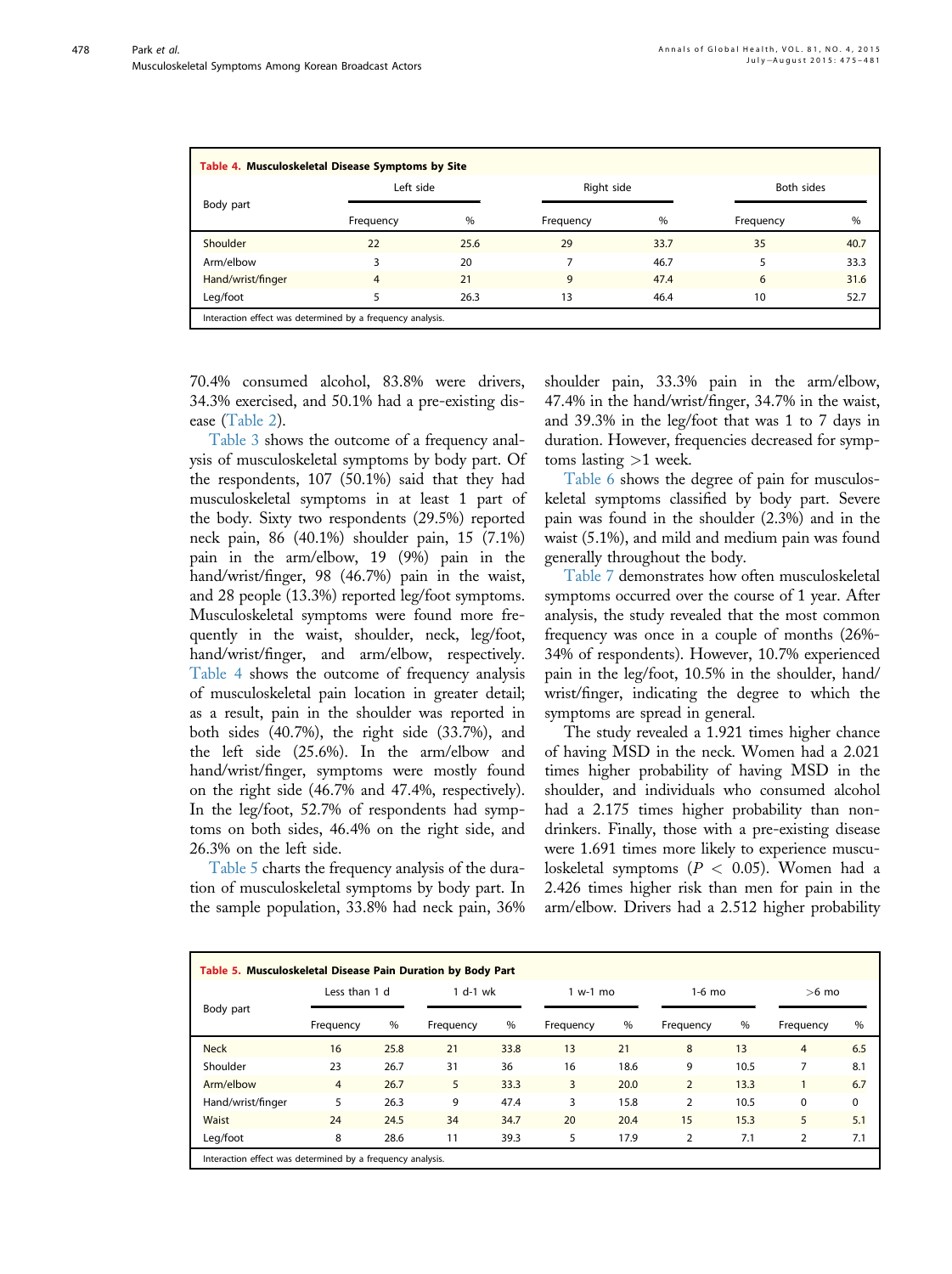**Table 4. Musculoskeletal Disease Symptoms by Site**

| Body part | Left side | | Right side | | Both sides | |
|---|---|---|---|---|---|---|
| | Frequency | % | Frequency | % | Frequency | % |
| Shoulder | 22 | 25.6 | 29 | 33.7 | 35 | 40.7 |
| Arm/elbow | 3 | 20 | 7 | 46.7 | 5 | 33.3 |
| Hand/wrist/finger | 4 | 21 | 9 | 47.4 | 6 | 31.6 |
| Leg/foot | 5 | 26.3 | 13 | 46.4 | 10 | 52.7 |

Interaction effect was determined by a frequency analysis.

70.4% consumed alcohol, 83.8% were drivers, 34.3% exercised, and 50.1% had a pre-existing disease (Table 2).

Table 3 shows the outcome of a frequency analysis of musculoskeletal symptoms by body part. Of the respondents, 107 (50.1%) said that they had musculoskeletal symptoms in at least 1 part of the body. Sixty two respondents (29.5%) reported neck pain, 86 (40.1%) shoulder pain, 15 (7.1%) pain in the arm/elbow, 19 (9%) pain in the hand/wrist/finger, 98 (46.7%) pain in the waist, and 28 people (13.3%) reported leg/foot symptoms. Musculoskeletal symptoms were found more frequently in the waist, shoulder, neck, leg/foot, hand/wrist/finger, and arm/elbow, respectively. Table 4 shows the outcome of frequency analysis of musculoskeletal pain location in greater detail; as a result, pain in the shoulder was reported in both sides (40.7%), the right side (33.7%), and the left side (25.6%). In the arm/elbow and hand/wrist/finger, symptoms were mostly found on the right side (46.7% and 47.4%, respectively). In the leg/foot, 52.7% of respondents had symptoms on both sides, 46.4% on the right side, and 26.3% on the left side.

Table 5 charts the frequency analysis of the duration of musculoskeletal symptoms by body part. In the sample population, 33.8% had neck pain, 36% shoulder pain, 33.3% pain in the arm/elbow, 47.4% in the hand/wrist/finger, 34.7% in the waist, and 39.3% in the leg/foot that was 1 to 7 days in duration. However, frequencies decreased for symptoms lasting >1 week.

Table 6 shows the degree of pain for musculoskeletal symptoms classified by body part. Severe pain was found in the shoulder (2.3%) and in the waist (5.1%), and mild and medium pain was found generally throughout the body.

Table 7 demonstrates how often musculoskeletal symptoms occurred over the course of 1 year. After analysis, the study revealed that the most common frequency was once in a couple of months (26%-34% of respondents). However, 10.7% experienced pain in the leg/foot, 10.5% in the shoulder, hand/wrist/finger, indicating the degree to which the symptoms are spread in general.

The study revealed a 1.921 times higher chance of having MSD in the neck. Women had a 2.021 times higher probability of having MSD in the shoulder, and individuals who consumed alcohol had a 2.175 times higher probability than non-drinkers. Finally, those with a pre-existing disease were 1.691 times more likely to experience musculoskeletal symptoms ($P < 0.05$). Women had a 2.426 times higher risk than men for pain in the arm/elbow. Drivers had a 2.512 higher probability

**Table 5. Musculoskeletal Disease Pain Duration by Body Part**

| Body part | Less than 1 d | | 1 d-1 wk | | 1 w-1 mo | | 1-6 mo | | >6 mo | |
|---|---|---|---|---|---|---|---|---|---|---|
| | Frequency | % | Frequency | % | Frequency | % | Frequency | % | Frequency | % |
| Neck | 16 | 25.8 | 21 | 33.8 | 13 | 21 | 8 | 13 | 4 | 6.5 |
| Shoulder | 23 | 26.7 | 31 | 36 | 16 | 18.6 | 9 | 10.5 | 7 | 8.1 |
| Arm/elbow | 4 | 26.7 | 5 | 33.3 | 3 | 20.0 | 2 | 13.3 | 1 | 6.7 |
| Hand/wrist/finger | 5 | 26.3 | 9 | 47.4 | 3 | 15.8 | 2 | 10.5 | 0 | 0 |
| Waist | 24 | 24.5 | 34 | 34.7 | 20 | 20.4 | 15 | 15.3 | 5 | 5.1 |
| Leg/foot | 8 | 28.6 | 11 | 39.3 | 5 | 17.9 | 2 | 7.1 | 2 | 7.1 |

Interaction effect was determined by a frequency analysis.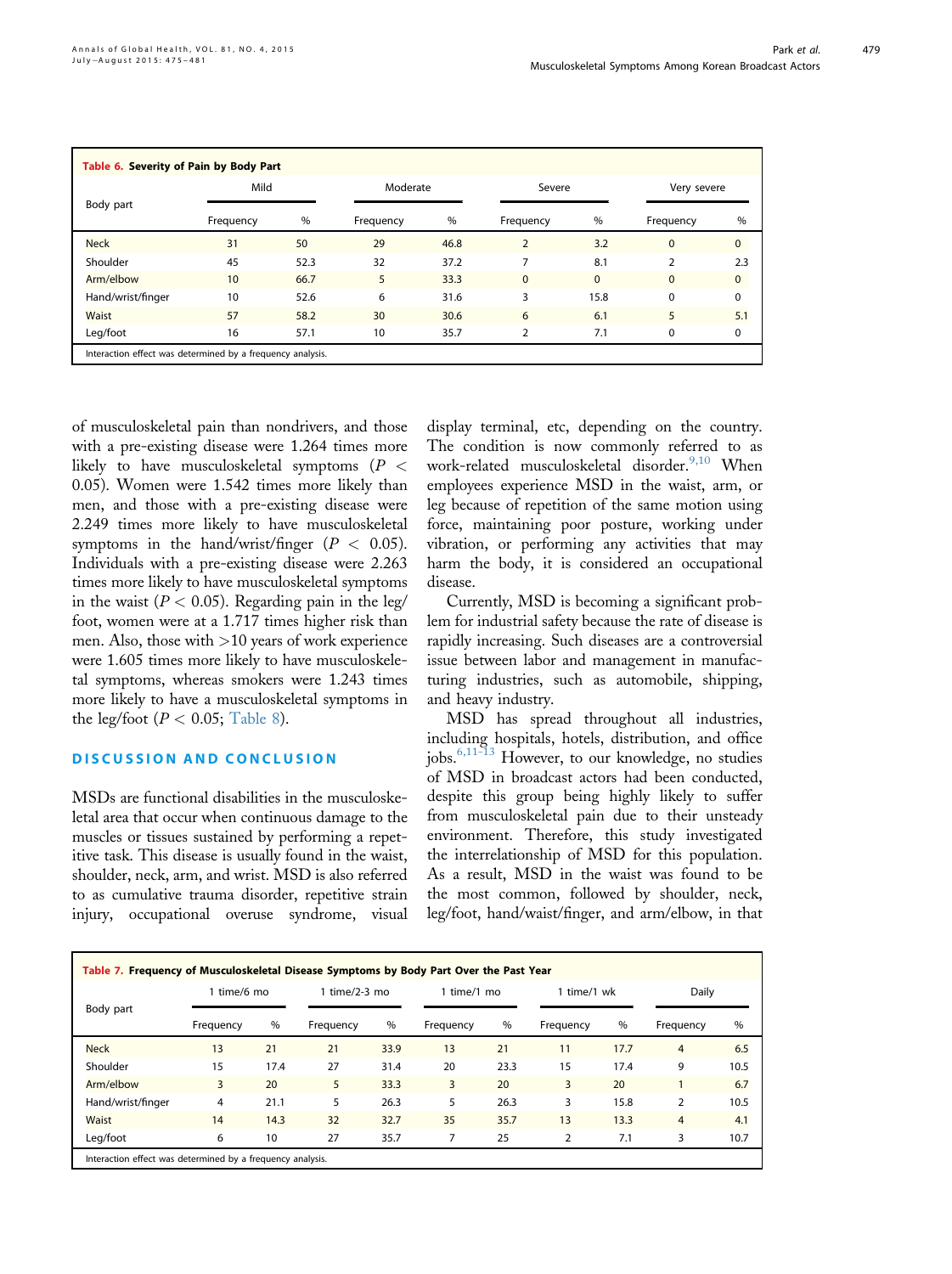**Table 6. Severity of Pain by Body Part**

| Body part | Mild | | Moderate | | Severe | | Very severe | |
|---|---|---|---|---|---|---|---|---|
| | Frequency | % | Frequency | % | Frequency | % | Frequency | % |
| Neck | 31 | 50 | 29 | 46.8 | 2 | 3.2 | 0 | 0 |
| Shoulder | 45 | 52.3 | 32 | 37.2 | 7 | 8.1 | 2 | 2.3 |
| Arm/elbow | 10 | 66.7 | 5 | 33.3 | 0 | 0 | 0 | 0 |
| Hand/wrist/finger | 10 | 52.6 | 6 | 31.6 | 3 | 15.8 | 0 | 0 |
| Waist | 57 | 58.2 | 30 | 30.6 | 6 | 6.1 | 5 | 5.1 |
| Leg/foot | 16 | 57.1 | 10 | 35.7 | 2 | 7.1 | 0 | 0 |

Interaction effect was determined by a frequency analysis.

of musculoskeletal pain than nondrivers, and those with a pre-existing disease were 1.264 times more likely to have musculoskeletal symptoms ($P < 0.05$). Women were 1.542 times more likely than men, and those with a pre-existing disease were 2.249 times more likely to have musculoskeletal symptoms in the hand/wrist/finger ($P < 0.05$). Individuals with a pre-existing disease were 2.263 times more likely to have musculoskeletal symptoms in the waist ($P < 0.05$). Regarding pain in the leg/foot, women were at a 1.717 times higher risk than men. Also, those with >10 years of work experience were 1.605 times more likely to have musculoskeletal symptoms, whereas smokers were 1.243 times more likely to have a musculoskeletal symptoms in the leg/foot ($P < 0.05$; Table 8).

## DISCUSSION AND CONCLUSION

MSDs are functional disabilities in the musculoskeletal area that occur when continuous damage to the muscles or tissues sustained by performing a repetitive task. This disease is usually found in the waist, shoulder, neck, arm, and wrist. MSD is also referred to as cumulative trauma disorder, repetitive strain injury, occupational overuse syndrome, visual display terminal, etc, depending on the country. The condition is now commonly referred to as work-related musculoskeletal disorder.[9,10] When employees experience MSD in the waist, arm, or leg because of repetition of the same motion using force, maintaining poor posture, working under vibration, or performing any activities that may harm the body, it is considered an occupational disease.

Currently, MSD is becoming a significant problem for industrial safety because the rate of disease is rapidly increasing. Such diseases are a controversial issue between labor and management in manufacturing industries, such as automobile, shipping, and heavy industry.

MSD has spread throughout all industries, including hospitals, hotels, distribution, and office jobs.[6,11-13] However, to our knowledge, no studies of MSD in broadcast actors had been conducted, despite this group being highly likely to suffer from musculoskeletal pain due to their unsteady environment. Therefore, this study investigated the interrelationship of MSD for this population. As a result, MSD in the waist was found to be the most common, followed by shoulder, neck, leg/foot, hand/waist/finger, and arm/elbow, in that

**Table 7. Frequency of Musculoskeletal Disease Symptoms by Body Part Over the Past Year**

| Body part | 1 time/6 mo | | 1 time/2-3 mo | | 1 time/1 mo | | 1 time/1 wk | | Daily | |
|---|---|---|---|---|---|---|---|---|---|---|
| | Frequency | % | Frequency | % | Frequency | % | Frequency | % | Frequency | % |
| Neck | 13 | 21 | 21 | 33.9 | 13 | 21 | 11 | 17.7 | 4 | 6.5 |
| Shoulder | 15 | 17.4 | 27 | 31.4 | 20 | 23.3 | 15 | 17.4 | 9 | 10.5 |
| Arm/elbow | 3 | 20 | 5 | 33.3 | 3 | 20 | 3 | 20 | 1 | 6.7 |
| Hand/wrist/finger | 4 | 21.1 | 5 | 26.3 | 5 | 26.3 | 3 | 15.8 | 2 | 10.5 |
| Waist | 14 | 14.3 | 32 | 32.7 | 35 | 35.7 | 13 | 13.3 | 4 | 4.1 |
| Leg/foot | 6 | 10 | 27 | 35.7 | 7 | 25 | 2 | 7.1 | 3 | 10.7 |

Interaction effect was determined by a frequency analysis.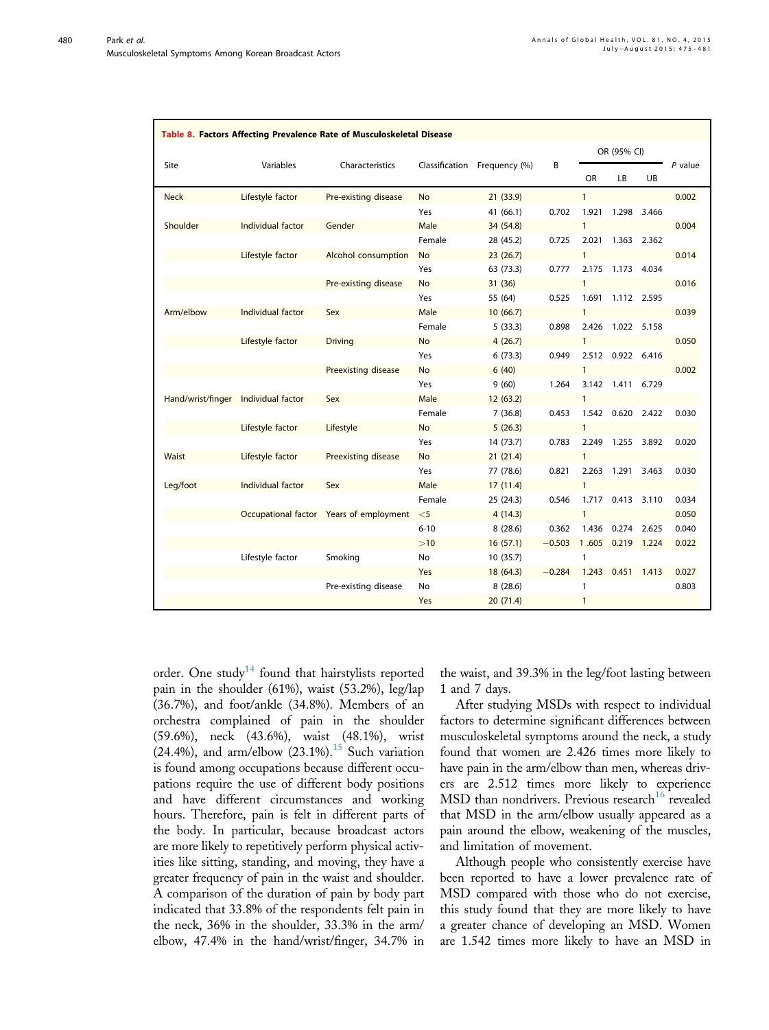**Table 8. Factors Affecting Prevalence Rate of Musculoskeletal Disease**

| Site | Variables | Characteristics | Classification | Frequency (%) | B | OR (95% CI) | | | P value |
|---|---|---|---|---|---|---|---|---|---|
| | | | | | | OR | LB | UB | |
| Neck | Lifestyle factor | Pre-existing disease | No | 21 (33.9) | | 1 | | | 0.002 |
| | | | Yes | 41 (66.1) | 0.702 | 1.921 | 1.298 | 3.466 | |
| Shoulder | Individual factor | Gender | Male | 34 (54.8) | | 1 | | | 0.004 |
| | | | Female | 28 (45.2) | 0.725 | 2.021 | 1.363 | 2.362 | |
| | Lifestyle factor | Alcohol consumption | No | 23 (26.7) | | 1 | | | 0.014 |
| | | | Yes | 63 (73.3) | 0.777 | 2.175 | 1.173 | 4.034 | |
| | | Pre-existing disease | No | 31 (36) | | 1 | | | 0.016 |
| | | | Yes | 55 (64) | 0.525 | 1.691 | 1.112 | 2.595 | |
| Arm/elbow | Individual factor | Sex | Male | 10 (66.7) | | 1 | | | 0.039 |
| | | | Female | 5 (33.3) | 0.898 | 2.426 | 1.022 | 5.158 | |
| | Lifestyle factor | Driving | No | 4 (26.7) | | 1 | | | 0.050 |
| | | | Yes | 6 (73.3) | 0.949 | 2.512 | 0.922 | 6.416 | |
| | | Preexisting disease | No | 6 (40) | | 1 | | | 0.002 |
| | | | Yes | 9 (60) | 1.264 | 3.142 | 1.411 | 6.729 | |
| Hand/wrist/finger | Individual factor | Sex | Male | 12 (63.2) | | 1 | | | |
| | | | Female | 7 (36.8) | 0.453 | 1.542 | 0.620 | 2.422 | 0.030 |
| | Lifestyle factor | Lifestyle | No | 5 (26.3) | | 1 | | | |
| | | | Yes | 14 (73.7) | 0.783 | 2.249 | 1.255 | 3.892 | 0.020 |
| Waist | Lifestyle factor | Preexisting disease | No | 21 (21.4) | | 1 | | | |
| | | | Yes | 77 (78.6) | 0.821 | 2.263 | 1.291 | 3.463 | 0.030 |
| Leg/foot | Individual factor | Sex | Male | 17 (11.4) | | 1 | | | |
| | | | Female | 25 (24.3) | 0.546 | 1.717 | 0.413 | 3.110 | 0.034 |
| | Occupational factor | Years of employment | <5 | 4 (14.3) | | 1 | | | 0.050 |
| | | | 6-10 | 8 (28.6) | 0.362 | 1.436 | 0.274 | 2.625 | 0.040 |
| | | | >10 | 16 (57.1) | −0.503 | 1 .605 | 0.219 | 1.224 | 0.022 |
| | Lifestyle factor | Smoking | No | 10 (35.7) | | 1 | | | |
| | | | Yes | 18 (64.3) | −0.284 | 1.243 | 0.451 | 1.413 | 0.027 |
| | | Pre-existing disease | No | 8 (28.6) | | 1 | | | 0.803 |
| | | | Yes | 20 (71.4) | | 1 | | | |

order. One study[14] found that hairstylists reported pain in the shoulder (61%), waist (53.2%), leg/lap (36.7%), and foot/ankle (34.8%). Members of an orchestra complained of pain in the shoulder (59.6%), neck (43.6%), waist (48.1%), wrist (24.4%), and arm/elbow (23.1%).[15] Such variation is found among occupations because different occupations require the use of different body positions and have different circumstances and working hours. Therefore, pain is felt in different parts of the body. In particular, because broadcast actors are more likely to repetitively perform physical activities like sitting, standing, and moving, they have a greater frequency of pain in the waist and shoulder. A comparison of the duration of pain by body part indicated that 33.8% of the respondents felt pain in the neck, 36% in the shoulder, 33.3% in the arm/elbow, 47.4% in the hand/wrist/finger, 34.7% in the waist, and 39.3% in the leg/foot lasting between 1 and 7 days.

After studying MSDs with respect to individual factors to determine significant differences between musculoskeletal symptoms around the neck, a study found that women are 2.426 times more likely to have pain in the arm/elbow than men, whereas drivers are 2.512 times more likely to experience MSD than nondrivers. Previous research[16] revealed that MSD in the arm/elbow usually appeared as a pain around the elbow, weakening of the muscles, and limitation of movement.

Although people who consistently exercise have been reported to have a lower prevalence rate of MSD compared with those who do not exercise, this study found that they are more likely to have a greater chance of developing an MSD. Women are 1.542 times more likely to have an MSD in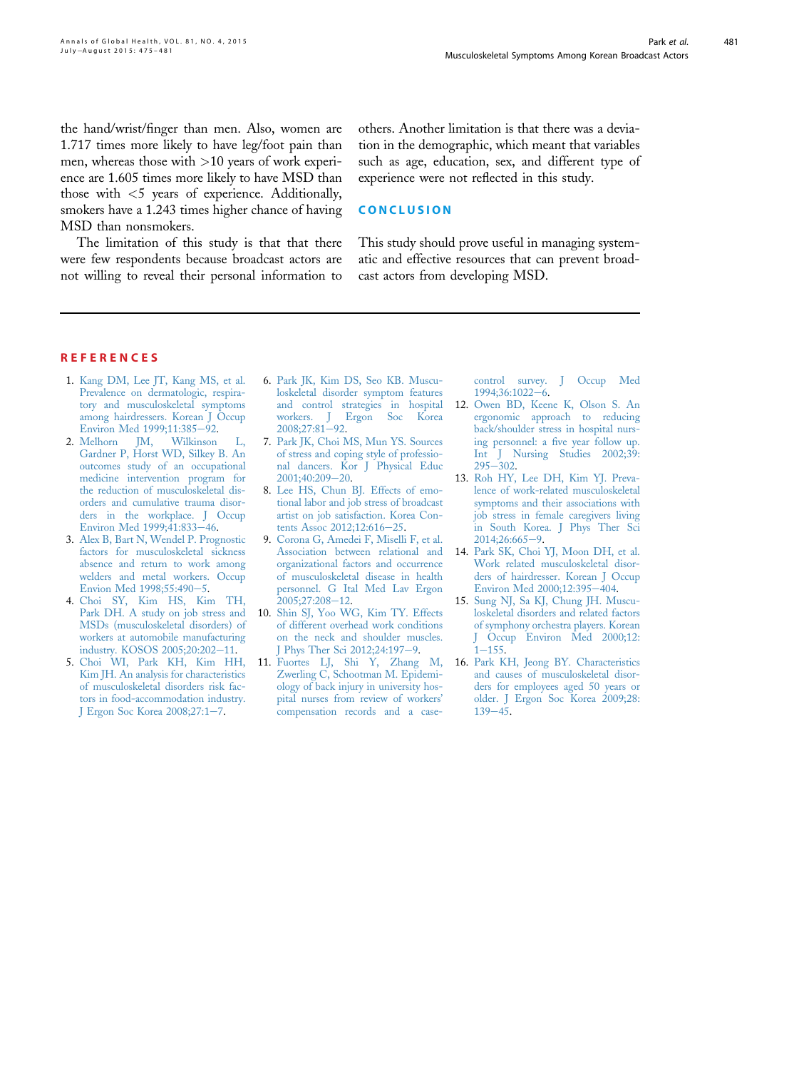the hand/wrist/finger than men. Also, women are 1.717 times more likely to have leg/foot pain than men, whereas those with >10 years of work experience are 1.605 times more likely to have MSD than those with <5 years of experience. Additionally, smokers have a 1.243 times higher chance of having MSD than nonsmokers.

The limitation of this study is that that there were few respondents because broadcast actors are not willing to reveal their personal information to others. Another limitation is that there was a deviation in the demographic, which meant that variables such as age, education, sex, and different type of experience were not reflected in this study.

## CONCLUSION

This study should prove useful in managing systematic and effective resources that can prevent broadcast actors from developing MSD.

## REFERENCES

1. Kang DM, Lee JT, Kang MS, et al. Prevalence on dermatologic, respiratory and musculoskeletal symptoms among hairdressers. Korean J Occup Environ Med 1999;11:385–92.
2. Melhorn JM, Wilkinson L, Gardner P, Horst WD, Silkey B. An outcomes study of an occupational medicine intervention program for the reduction of musculoskeletal disorders and cumulative trauma disorders in the workplace. J Occup Environ Med 1999;41:833–46.
3. Alex B, Bart N, Wendel P. Prognostic factors for musculoskeletal sickness absence and return to work among welders and metal workers. Occup Envion Med 1998;55:490–5.
4. Choi SY, Kim HS, Kim TH, Park DH. A study on job stress and MSDs (musculoskeletal disorders) of workers at automobile manufacturing industry. KOSOS 2005;20:202–11.
5. Choi WI, Park KH, Kim HH, Kim JH. An analysis for characteristics of musculoskeletal disorders risk factors in food-accommodation industry. J Ergon Soc Korea 2008;27:1–7.
6. Park JK, Kim DS, Seo KB. Musculoskeletal disorder symptom features and control strategies in hospital workers. J Ergon Soc Korea 2008;27:81–92.
7. Park JK, Choi MS, Mun YS. Sources of stress and coping style of professional dancers. Kor J Physical Educ 2001;40:209–20.
8. Lee HS, Chun BJ. Effects of emotional labor and job stress of broadcast artist on job satisfaction. Korea Contents Assoc 2012;12:616–25.
9. Corona G, Amedei F, Miselli F, et al. Association between relational and organizational factors and occurrence of musculoskeletal disease in health personnel. G Ital Med Lav Ergon 2005;27:208–12.
10. Shin SJ, Yoo WG, Kim TY. Effects of different overhead work conditions on the neck and shoulder muscles. J Phys Ther Sci 2012;24:197–9.
11. Fuortes LJ, Shi Y, Zhang M, Zwerling C, Schootman M. Epidemiology of back injury in university hospital nurses from review of workers' compensation records and a case-control survey. J Occup Med 1994;36:1022–6.
12. Owen BD, Keene K, Olson S. An ergonomic approach to reducing back/shoulder stress in hospital nursing personnel: a five year follow up. Int J Nursing Studies 2002;39:295–302.
13. Roh HY, Lee DH, Kim YJ. Prevalence of work-related musculoskeletal symptoms and their associations with job stress in female caregivers living in South Korea. J Phys Ther Sci 2014;26:665–9.
14. Park SK, Choi YJ, Moon DH, et al. Work related musculoskeletal disorders of hairdresser. Korean J Occup Environ Med 2000;12:395–404.
15. Sung NJ, Sa KJ, Chung JH. Musculoskeletal disorders and related factors of symphony orchestra players. Korean J Occup Environ Med 2000;12:1–155.
16. Park KH, Jeong BY. Characteristics and causes of musculoskeletal disorders for employees aged 50 years or older. J Ergon Soc Korea 2009;28:139–45.